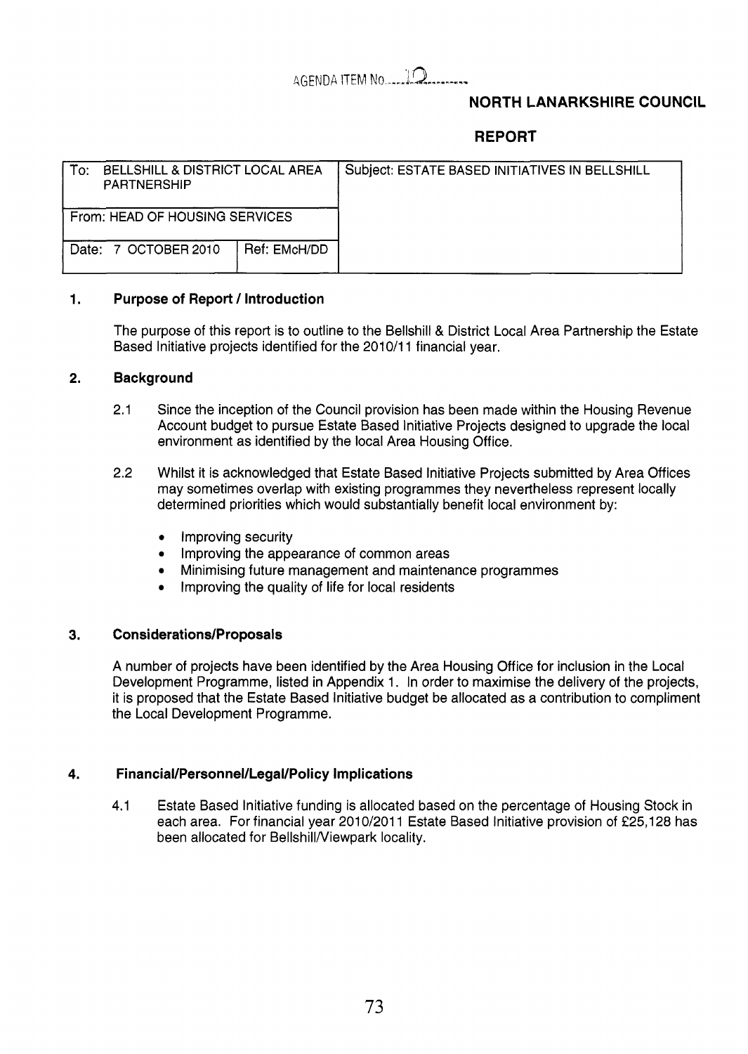AGENDA ITEM No. 10

**NORTH LANARKSHIRE COUNCIL**

**REPORT**

| To: BELLSHILL & DISTRICT LOCAL AREA PARTNERSHIP | | Subject: ESTATE BASED INITIATIVES IN BELLSHILL |
|---|---|---|
| From: HEAD OF HOUSING SERVICES | | |
| Date: 7 OCTOBER 2010 | Ref: EMcH/DD | |

## 1. Purpose of Report / Introduction

The purpose of this report is to outline to the Bellshill & District Local Area Partnership the Estate Based Initiative projects identified for the 2010/11 financial year.

## 2. Background

2.1 Since the inception of the Council provision has been made within the Housing Revenue Account budget to pursue Estate Based Initiative Projects designed to upgrade the local environment as identified by the local Area Housing Office.

2.2 Whilst it is acknowledged that Estate Based Initiative Projects submitted by Area Offices may sometimes overlap with existing programmes they nevertheless represent locally determined priorities which would substantially benefit local environment by:

- Improving security
- Improving the appearance of common areas
- Minimising future management and maintenance programmes
- Improving the quality of life for local residents

## 3. Considerations/Proposals

A number of projects have been identified by the Area Housing Office for inclusion in the Local Development Programme, listed in Appendix 1. In order to maximise the delivery of the projects, it is proposed that the Estate Based Initiative budget be allocated as a contribution to compliment the Local Development Programme.

## 4. Financial/Personnel/Legal/Policy Implications

4.1 Estate Based Initiative funding is allocated based on the percentage of Housing Stock in each area. For financial year 2010/2011 Estate Based Initiative provision of £25,128 has been allocated for Bellshill/Viewpark locality.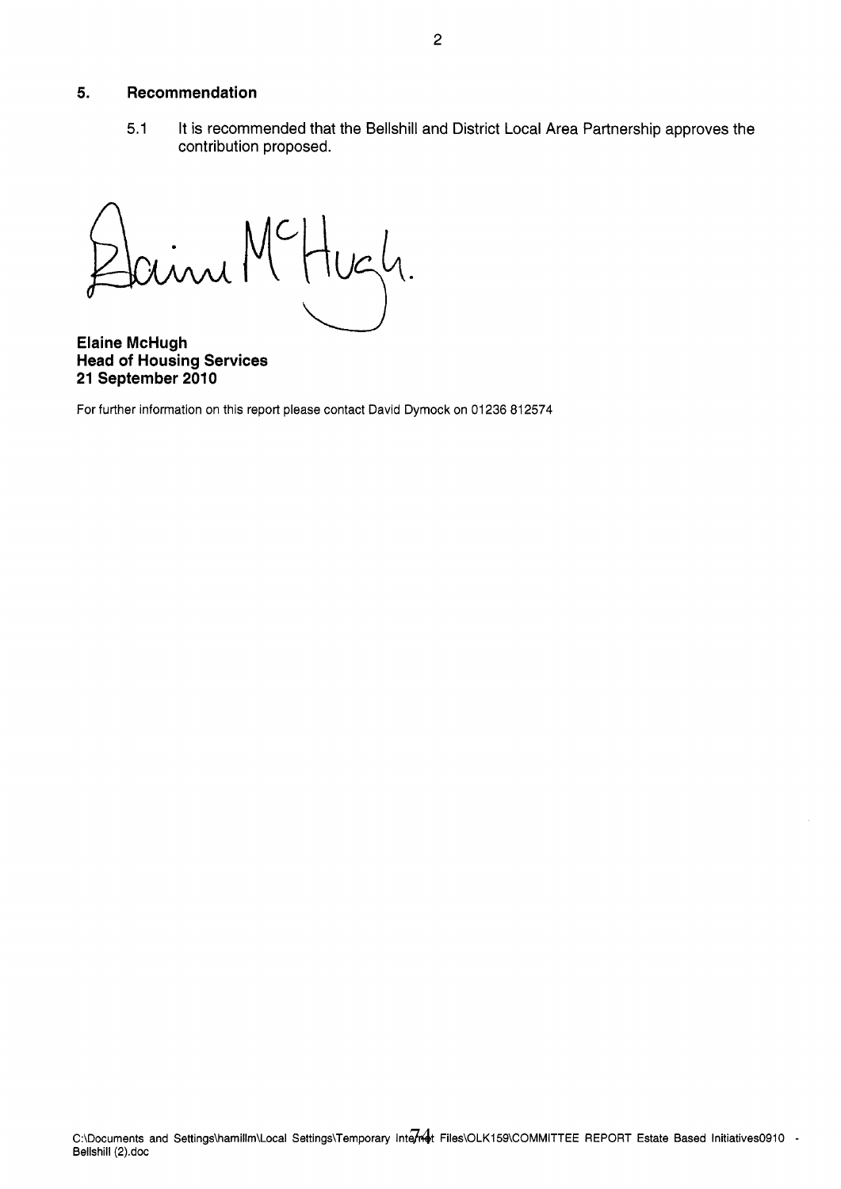## 5. Recommendation

5.1 It is recommended that the Bellshill and District Local Area Partnership approves the contribution proposed.

**Elaine McHugh**
**Head of Housing Services**
**21 September 2010**

For further information on this report please contact David Dymock on 01236 812574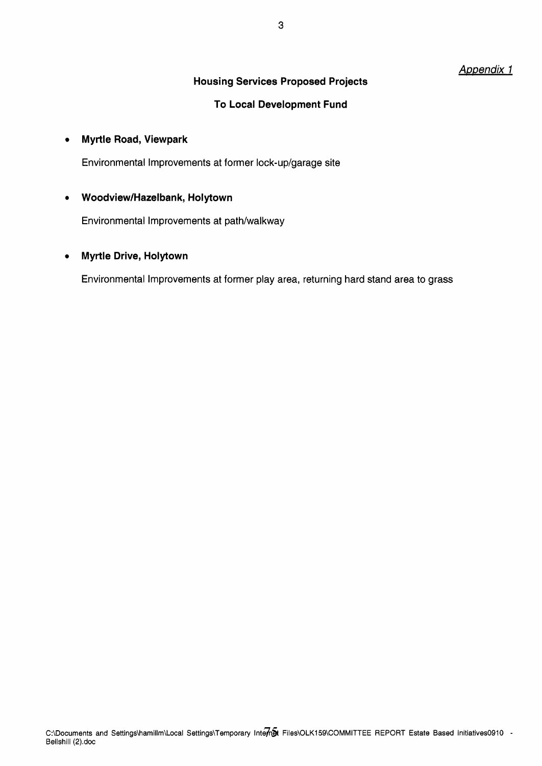*Appendix 1*

## Housing Services Proposed Projects

## To Local Development Fund

- **Myrtle Road, Viewpark**

  Environmental Improvements at former lock-up/garage site

- **Woodview/Hazelbank, Holytown**

  Environmental Improvements at path/walkway

- **Myrtle Drive, Holytown**

  Environmental Improvements at former play area, returning hard stand area to grass